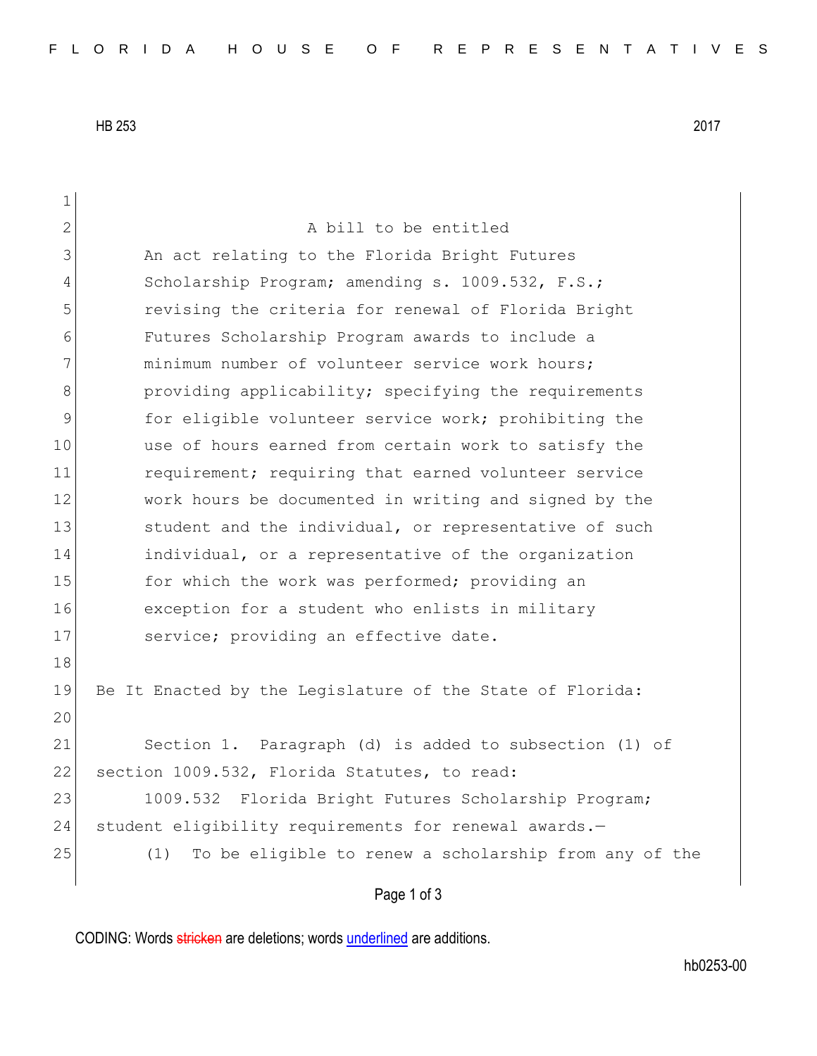HB 253 2017

A bill to be entitled

An act relating to the Florida Bright Futures Scholarship Program; amending s. 1009.532, F.S.; revising the criteria for renewal of Florida Bright Futures Scholarship Program awards to include a minimum number of volunteer service work hours; providing applicability; specifying the requirements for eligible volunteer service work; prohibiting the use of hours earned from certain work to satisfy the requirement; requiring that earned volunteer service work hours be documented in writing and signed by the student and the individual, or representative of such individual, or a representative of the organization for which the work was performed; providing an exception for a student who enlists in military service; providing an effective date.

Be It Enacted by the Legislature of the State of Florida:

Section 1. Paragraph (d) is added to subsection (1) of section 1009.532, Florida Statutes, to read:

1009.532 Florida Bright Futures Scholarship Program; student eligibility requirements for renewal awards.—

(1) To be eligible to renew a scholarship from any of the

CODING: Words ~~stricken~~ are deletions; words <u>underlined</u> are additions.

hb0253-00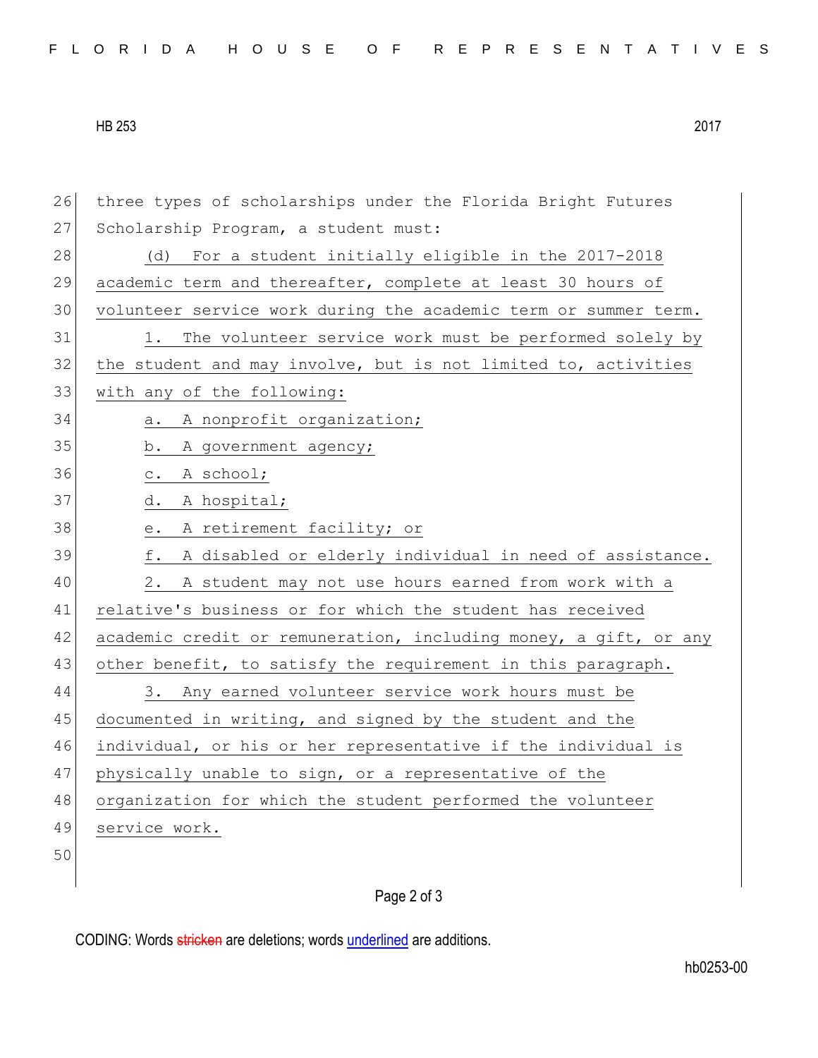three types of scholarships under the Florida Bright Futures Scholarship Program, a student must:

(d) For a student initially eligible in the 2017-2018 academic term and thereafter, complete at least 30 hours of volunteer service work during the academic term or summer term.

1. The volunteer service work must be performed solely by the student and may involve, but is not limited to, activities with any of the following:

a. A nonprofit organization;

b. A government agency;

c. A school;

d. A hospital;

e. A retirement facility; or

f. A disabled or elderly individual in need of assistance.

2. A student may not use hours earned from work with a relative's business or for which the student has received academic credit or remuneration, including money, a gift, or any other benefit, to satisfy the requirement in this paragraph.

3. Any earned volunteer service work hours must be documented in writing, and signed by the student and the individual, or his or her representative if the individual is physically unable to sign, or a representative of the organization for which the student performed the volunteer service work.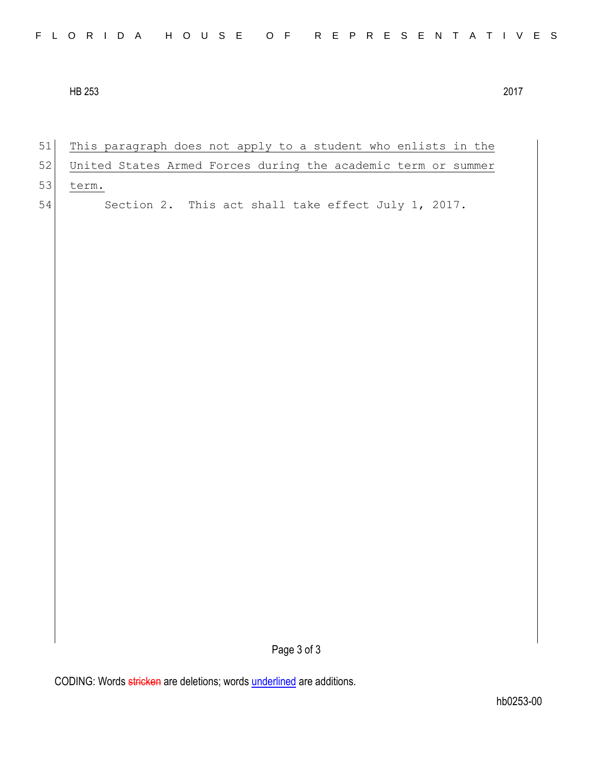51 This paragraph does not apply to a student who enlists in the
52 United States Armed Forces during the academic term or summer
53 term.
54 Section 2. This act shall take effect July 1, 2017.